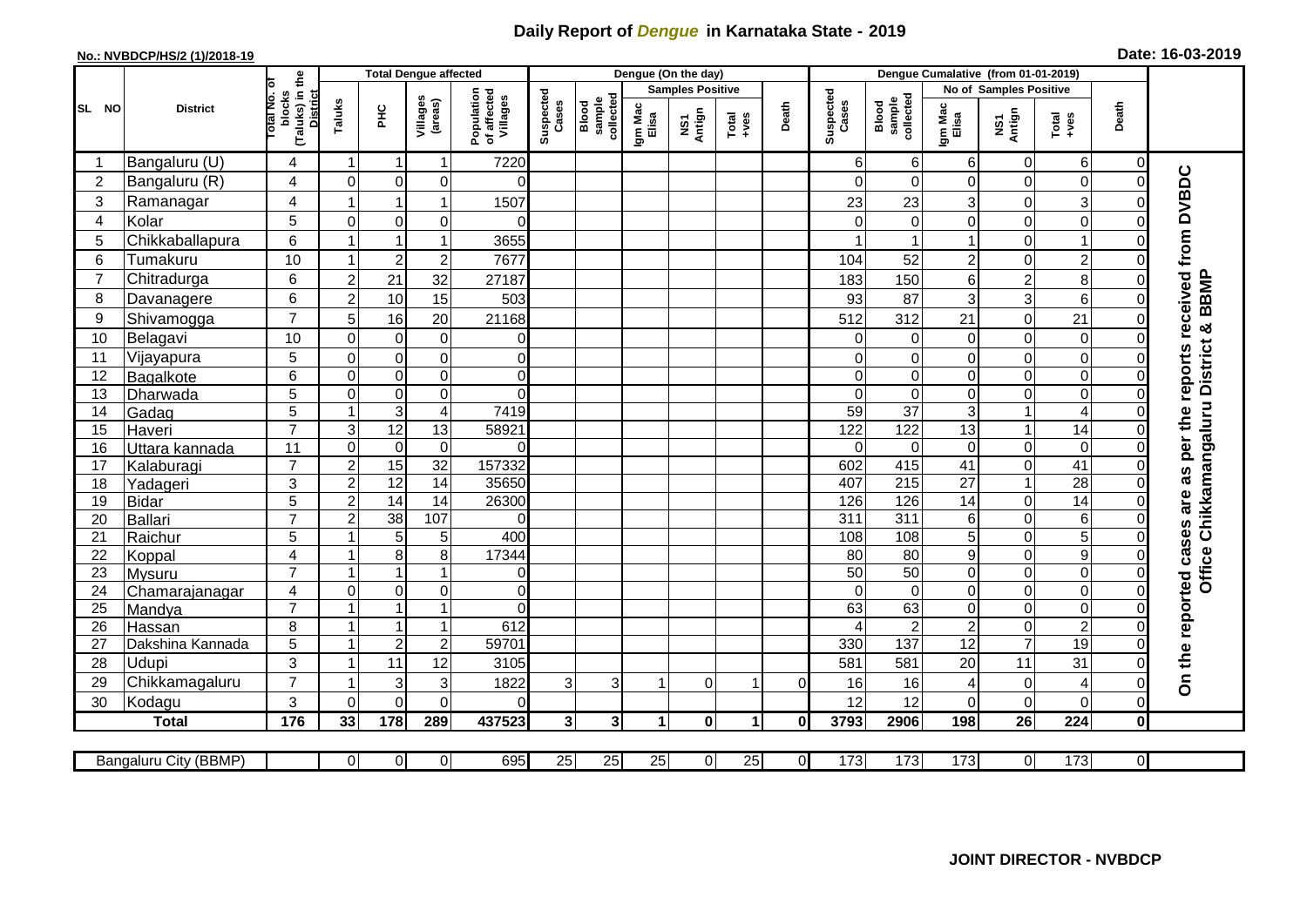# Daily Report of *Dengue* in Karnataka State - 2019

**No.: NVBDCP/HS/2 (1)/2018-19**

**Date: 16-03-2019**

| SL NO | District | Total No. of blocks (Taluks) in the District | Total Dengue affected | | | | Dengue (On the day) | | | | | | Dengue Cumalative (from 01-01-2019) | | | | | | |
|---|---|---|---|---|---|---|---|---|---|---|---|---|---|---|---|---|---|---|---|
| | | | Taluks | PHC | Villages (areas) | Population of affected Villages | Suspected Cases | Blood sample collected | Samples Positive | | | Death | Suspected Cases | Blood sample collected | No of Samples Positive | | | Death | |
| | | | | | | | | | Igm Mac Elisa | NS1 Antign | Total +ves | | | | Igm Mac Elisa | NS1 Antign | Total +ves | | |
| 1 | Bangaluru (U) | 4 | 1 | 1 | 1 | 7220 | | | | | | | 6 | 6 | 6 | 0 | 6 | 0 | On the reported cases are as per the reports received from DVBDC Office Chikkamangaluru District & BBMP |
| 2 | Bangaluru (R) | 4 | 0 | 0 | 0 | 0 | | | | | | | 0 | 0 | 0 | 0 | 0 | 0 | |
| 3 | Ramanagar | 4 | 1 | 1 | 1 | 1507 | | | | | | | 23 | 23 | 3 | 0 | 3 | 0 | |
| 4 | Kolar | 5 | 0 | 0 | 0 | 0 | | | | | | | 0 | 0 | 0 | 0 | 0 | 0 | |
| 5 | Chikkaballapura | 6 | 1 | 1 | 1 | 3655 | | | | | | | 1 | 1 | 1 | 0 | 1 | 0 | |
| 6 | Tumakuru | 10 | 1 | 2 | 2 | 7677 | | | | | | | 104 | 52 | 2 | 0 | 2 | 0 | |
| 7 | Chitradurga | 6 | 2 | 21 | 32 | 27187 | | | | | | | 183 | 150 | 6 | 2 | 8 | 0 | |
| 8 | Davanagere | 6 | 2 | 10 | 15 | 503 | | | | | | | 93 | 87 | 3 | 3 | 6 | 0 | |
| 9 | Shivamogga | 7 | 5 | 16 | 20 | 21168 | | | | | | | 512 | 312 | 21 | 0 | 21 | 0 | |
| 10 | Belagavi | 10 | 0 | 0 | 0 | 0 | | | | | | | 0 | 0 | 0 | 0 | 0 | 0 | |
| 11 | Vijayapura | 5 | 0 | 0 | 0 | 0 | | | | | | | 0 | 0 | 0 | 0 | 0 | 0 | |
| 12 | Bagalkote | 6 | 0 | 0 | 0 | 0 | | | | | | | 0 | 0 | 0 | 0 | 0 | 0 | |
| 13 | Dharwada | 5 | 0 | 0 | 0 | 0 | | | | | | | 0 | 0 | 0 | 0 | 0 | 0 | |
| 14 | Gadag | 5 | 1 | 3 | 4 | 7419 | | | | | | | 59 | 37 | 3 | 1 | 4 | 0 | |
| 15 | Haveri | 7 | 3 | 12 | 13 | 58921 | | | | | | | 122 | 122 | 13 | 1 | 14 | 0 | |
| 16 | Uttara kannada | 11 | 0 | 0 | 0 | 0 | | | | | | | 0 | 0 | 0 | 0 | 0 | 0 | |
| 17 | Kalaburagi | 7 | 2 | 15 | 32 | 157332 | | | | | | | 602 | 415 | 41 | 0 | 41 | 0 | |
| 18 | Yadageri | 3 | 2 | 12 | 14 | 35650 | | | | | | | 407 | 215 | 27 | 1 | 28 | 0 | |
| 19 | Bidar | 5 | 2 | 14 | 14 | 26300 | | | | | | | 126 | 126 | 14 | 0 | 14 | 0 | |
| 20 | Ballari | 7 | 2 | 38 | 107 | 0 | | | | | | | 311 | 311 | 6 | 0 | 6 | 0 | |
| 21 | Raichur | 5 | 1 | 5 | 5 | 400 | | | | | | | 108 | 108 | 5 | 0 | 5 | 0 | |
| 22 | Koppal | 4 | 1 | 8 | 8 | 17344 | | | | | | | 80 | 80 | 9 | 0 | 9 | 0 | |
| 23 | Mysuru | 7 | 1 | 1 | 1 | 0 | | | | | | | 50 | 50 | 0 | 0 | 0 | 0 | |
| 24 | Chamarajanagar | 4 | 0 | 0 | 0 | 0 | | | | | | | 0 | 0 | 0 | 0 | 0 | 0 | |
| 25 | Mandya | 7 | 1 | 1 | 1 | 0 | | | | | | | 63 | 63 | 0 | 0 | 0 | 0 | |
| 26 | Hassan | 8 | 1 | 1 | 1 | 612 | | | | | | | 4 | 2 | 2 | 0 | 2 | 0 | |
| 27 | Dakshina Kannada | 5 | 1 | 2 | 2 | 59701 | | | | | | | 330 | 137 | 12 | 7 | 19 | 0 | |
| 28 | Udupi | 3 | 1 | 11 | 12 | 3105 | | | | | | | 581 | 581 | 20 | 11 | 31 | 0 | |
| 29 | Chikkamagaluru | 7 | 1 | 3 | 3 | 1822 | 3 | 3 | 1 | 0 | 1 | 0 | 16 | 16 | 4 | 0 | 4 | 0 | |
| 30 | Kodagu | 3 | 0 | 0 | 0 | 0 | | | | | | | 12 | 12 | 0 | 0 | 0 | 0 | |
| | **Total** | **176** | **33** | **178** | **289** | **437523** | **3** | **3** | **1** | **0** | **1** | **0** | **3793** | **2906** | **198** | **26** | **224** | **0** | |

| Bangaluru City (BBMP) | | 0 | 0 | 0 | 695 | 25 | 25 | 25 | 0 | 25 | 0 | 173 | 173 | 173 | 0 | 173 | 0 |
|---|---|---|---|---|---|---|---|---|---|---|---|---|---|---|---|---|---|

**JOINT DIRECTOR - NVBDCP**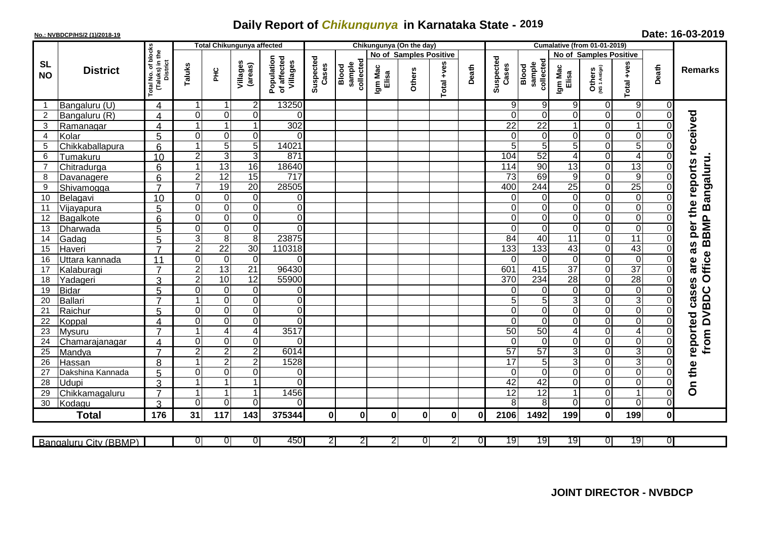# Daily Report of *Chikungunya* in Karnataka State - 2019

**No.: NVBDCP/HS/2 (1)/2018-19**

**Date: 16-03-2019**

| SL NO | District | Total No. of blocks (Taluks) in the District | Total Chikungunya affected | | | | Chikungunya (On the day) | | | | | | | Cumalative (from 01-01-2019) | | | | | | | Remarks |
|---|---|---|---|---|---|---|---|---|---|---|---|---|---|---|---|---|---|---|---|---|---|
| | | | Taluks | PHC | Villages (areas) | Population of affected Villages | Suspected Cases | Blood sample collected | No of Samples Positive | | | Death | Suspected Cases | Blood sample collected | No of Samples Positive | | | Death | |
| | | | | | | | | | Igm Mac Elisa | Others | Total +ves | | | | Igm Mac Elisa | Others (NS1 Antign) | Total +ves | | |
| 1 | Bangaluru (U) | 4 | 1 | 1 | 2 | 13250 | | | | | | | 9 | 9 | 9 | 0 | 9 | 0 | On the reported cases are as per the reports received from DVBDC Office BBMP Bangaluru. |
| 2 | Bangaluru (R) | 4 | 0 | 0 | 0 | 0 | | | | | | | 0 | 0 | 0 | 0 | 0 | 0 | |
| 3 | Ramanagar | 4 | 1 | 1 | 1 | 302 | | | | | | | 22 | 22 | 1 | 0 | 1 | 0 | |
| 4 | Kolar | 5 | 0 | 0 | 0 | 0 | | | | | | | 0 | 0 | 0 | 0 | 0 | 0 | |
| 5 | Chikkaballapura | 6 | 1 | 5 | 5 | 14021 | | | | | | | 5 | 5 | 5 | 0 | 5 | 0 | |
| 6 | Tumakuru | 10 | 2 | 3 | 3 | 871 | | | | | | | 104 | 52 | 4 | 0 | 4 | 0 | |
| 7 | Chitradurga | 6 | 1 | 13 | 16 | 18640 | | | | | | | 114 | 90 | 13 | 0 | 13 | 0 | |
| 8 | Davanagere | 6 | 2 | 12 | 15 | 717 | | | | | | | 73 | 69 | 9 | 0 | 9 | 0 | |
| 9 | Shivamogga | 7 | 7 | 19 | 20 | 28505 | | | | | | | 400 | 244 | 25 | 0 | 25 | 0 | |
| 10 | Belagavi | 10 | 0 | 0 | 0 | 0 | | | | | | | 0 | 0 | 0 | 0 | 0 | 0 | |
| 11 | Vijayapura | 5 | 0 | 0 | 0 | 0 | | | | | | | 0 | 0 | 0 | 0 | 0 | 0 | |
| 12 | Bagalkote | 6 | 0 | 0 | 0 | 0 | | | | | | | 0 | 0 | 0 | 0 | 0 | 0 | |
| 13 | Dharwada | 5 | 0 | 0 | 0 | 0 | | | | | | | 0 | 0 | 0 | 0 | 0 | 0 | |
| 14 | Gadag | 5 | 3 | 8 | 8 | 23875 | | | | | | | 84 | 40 | 11 | 0 | 11 | 0 | |
| 15 | Haveri | 7 | 2 | 22 | 30 | 110318 | | | | | | | 133 | 133 | 43 | 0 | 43 | 0 | |
| 16 | Uttara kannada | 11 | 0 | 0 | 0 | 0 | | | | | | | 0 | 0 | 0 | 0 | 0 | 0 | |
| 17 | Kalaburagi | 7 | 2 | 13 | 21 | 96430 | | | | | | | 601 | 415 | 37 | 0 | 37 | 0 | |
| 18 | Yadageri | 3 | 2 | 10 | 12 | 55900 | | | | | | | 370 | 234 | 28 | 0 | 28 | 0 | |
| 19 | Bidar | 5 | 0 | 0 | 0 | 0 | | | | | | | 0 | 0 | 0 | 0 | 0 | 0 | |
| 20 | Ballari | 7 | 1 | 0 | 0 | 0 | | | | | | | 5 | 5 | 3 | 0 | 3 | 0 | |
| 21 | Raichur | 5 | 0 | 0 | 0 | 0 | | | | | | | 0 | 0 | 0 | 0 | 0 | 0 | |
| 22 | Koppal | 4 | 0 | 0 | 0 | 0 | | | | | | | 0 | 0 | 0 | 0 | 0 | 0 | |
| 23 | Mysuru | 7 | 1 | 4 | 4 | 3517 | | | | | | | 50 | 50 | 4 | 0 | 4 | 0 | |
| 24 | Chamarajanagar | 4 | 0 | 0 | 0 | 0 | | | | | | | 0 | 0 | 0 | 0 | 0 | 0 | |
| 25 | Mandya | 7 | 2 | 2 | 2 | 6014 | | | | | | | 57 | 57 | 3 | 0 | 3 | 0 | |
| 26 | Hassan | 8 | 1 | 2 | 2 | 1528 | | | | | | | 17 | 5 | 3 | 0 | 3 | 0 | |
| 27 | Dakshina Kannada | 5 | 0 | 0 | 0 | 0 | | | | | | | 0 | 0 | 0 | 0 | 0 | 0 | |
| 28 | Udupi | 3 | 1 | 1 | 1 | 0 | | | | | | | 42 | 42 | 0 | 0 | 0 | 0 | |
| 29 | Chikkamagaluru | 7 | 1 | 1 | 1 | 1456 | | | | | | | 12 | 12 | 1 | 0 | 1 | 0 | |
| 30 | Kodagu | 3 | 0 | 0 | 0 | 0 | | | | | | | 8 | 8 | 0 | 0 | 0 | 0 | |
| | **Total** | **176** | **31** | **117** | **143** | **375344** | **0** | **0** | **0** | **0** | **0** | **0** | **2106** | **1492** | **199** | **0** | **199** | **0** | |
| | Bangaluru City (BBMP) | | 0 | 0 | 0 | 450 | 2 | 2 | 2 | 0 | 2 | 0 | 19 | 19 | 19 | 0 | 19 | 0 | |

**JOINT DIRECTOR - NVBDCP**